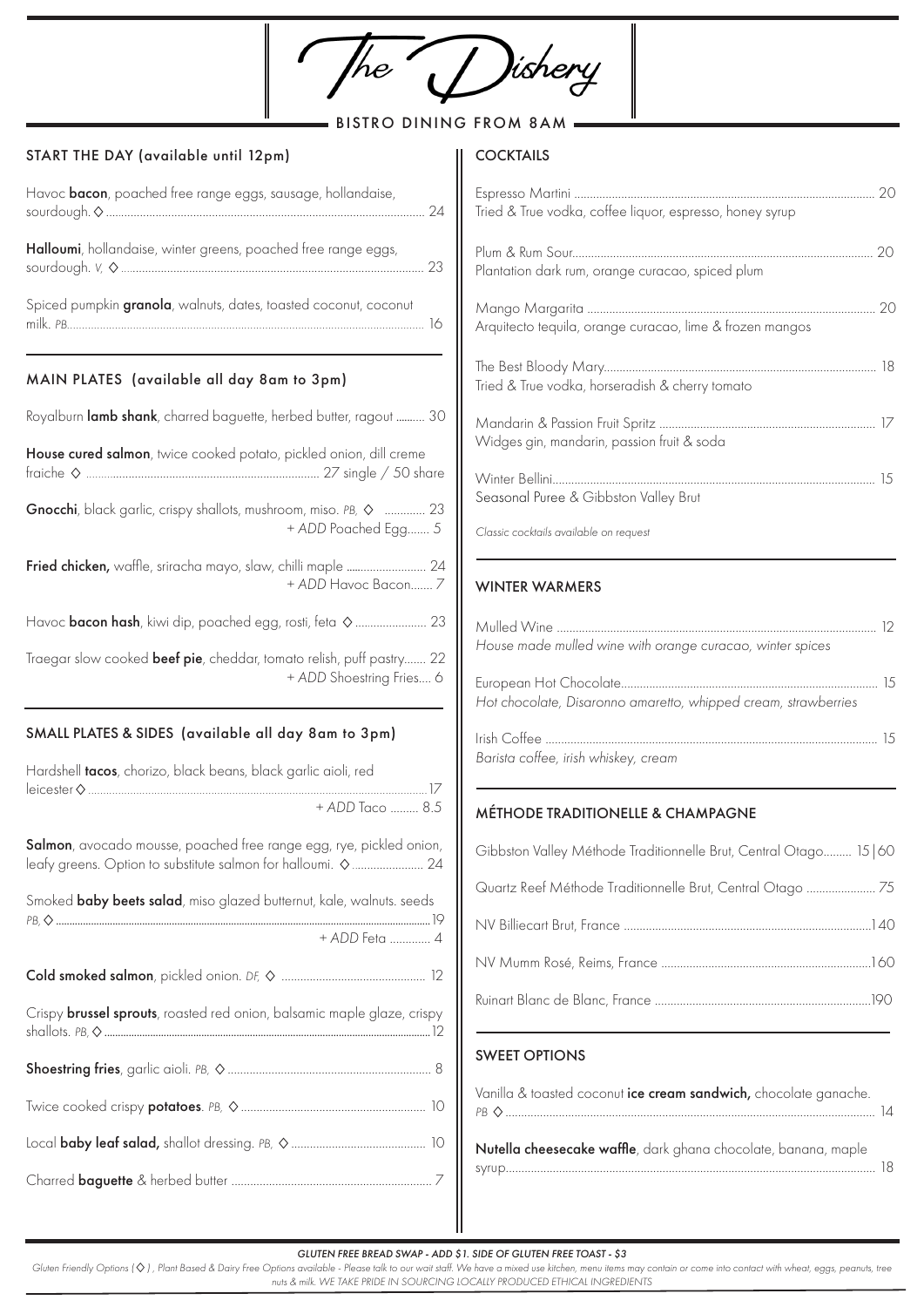# The Dishery

BISTRO DINING FROM 8AM

## START THE DAY (available until 12pm)

Havoc **bacon**, poached free range eggs, sausage, hollandaise, sourdough. ◇ ..... 24

**Halloumi**, hollandaise, winter greens, poached free range eggs, sourdough. *V,* ◇ ..... 23

Spiced pumpkin **granola**, walnuts, dates, toasted coconut, coconut milk. *PB.* ..... 16

## MAIN PLATES (available all day 8am to 3pm)

Royalburn **lamb shank**, charred baguette, herbed butter, ragout ..... 30

**House cured salmon**, twice cooked potato, pickled onion, dill creme fraiche ◇ ..... 27 single / 50 share

**Gnocchi**, black garlic, crispy shallots, mushroom, miso. *PB,* ◇ ..... 23
*+ ADD* Poached Egg..... *5*

**Fried chicken,** waffle, sriracha mayo, slaw, chilli maple ..... 24
*+ ADD* Havoc Bacon..... *7*

Havoc **bacon hash**, kiwi dip, poached egg, rosti, feta ◇ ..... 23

Traegar slow cooked **beef pie**, cheddar, tomato relish, puff pastry..... 22
*+ ADD* Shoestring Fries.... 6

## SMALL PLATES & SIDES (available all day 8am to 3pm)

Hardshell **tacos**, chorizo, black beans, black garlic aioli, red leicester ◇ ..... 17
*+ ADD* Taco ..... 8.5

**Salmon**, avocado mousse, poached free range egg, rye, pickled onion, leafy greens. Option to substitute salmon for halloumi. ◇ ..... 24

Smoked **baby beets salad**, miso glazed butternut, kale, walnuts. seeds *PB,* ◇ ..... 19
*+ ADD* Feta ..... 4

**Cold smoked salmon**, pickled onion. *DF,* ◇ ..... 12

Crispy **brussel sprouts**, roasted red onion, balsamic maple glaze, crispy shallots. *PB,* ◇ ..... 12

**Shoestring fries**, garlic aioli. *PB,* ◇ ..... 8

Twice cooked crispy **potatoes**. *PB,* ◇ ..... 10

Local **baby leaf salad,** shallot dressing. *PB,* ◇ ..... 10

Charred **baguette** & herbed butter ..... 7

## COCKTAILS

Espresso Martini ..... 20
Tried & True vodka, coffee liquor, espresso, honey syrup

Plum & Rum Sour..... 20
Plantation dark rum, orange curacao, spiced plum

Mango Margarita ..... 20
Arquitecto tequila, orange curacao, lime & frozen mangos

The Best Bloody Mary..... 18
Tried & True vodka, horseradish & cherry tomato

Mandarin & Passion Fruit Spritz ..... 17
Widges gin, mandarin, passion fruit & soda

Winter Bellini..... 15
Seasonal Puree & Gibbston Valley Brut

*Classic cocktails available on request*

## WINTER WARMERS

Mulled Wine ..... 12
*House made mulled wine with orange curacao, winter spices*

European Hot Chocolate..... 15
*Hot chocolate, Disaronno amaretto, whipped cream, strawberries*

Irish Coffee ..... 15
*Barista coffee, irish whiskey, cream*

## MÉTHODE TRADITIONELLE & CHAMPAGNE

Gibbston Valley Méthode Traditionnelle Brut, Central Otago..... 15|60

Quartz Reef Méthode Traditionnelle Brut, Central Otago ..... 75

NV Billiecart Brut, France ..... 140

NV Mumm Rosé, Reims, France ..... 160

Ruinart Blanc de Blanc, France ..... 190

## SWEET OPTIONS

Vanilla & toasted coconut **ice cream sandwich,** chocolate ganache. *PB* ◇ ..... 14

**Nutella cheesecake waffle**, dark ghana chocolate, banana, maple syrup..... 18

*GLUTEN FREE BREAD SWAP - ADD $1. SIDE OF GLUTEN FREE TOAST - $3*

*Gluten Friendly Options (◇), Plant Based & Dairy Free Options available - Please talk to our wait staff. We have a mixed use kitchen, menu items may contain or come into contact with wheat, eggs, peanuts, tree nuts & milk. WE TAKE PRIDE IN SOURCING LOCALLY PRODUCED ETHICAL INGREDIENTS*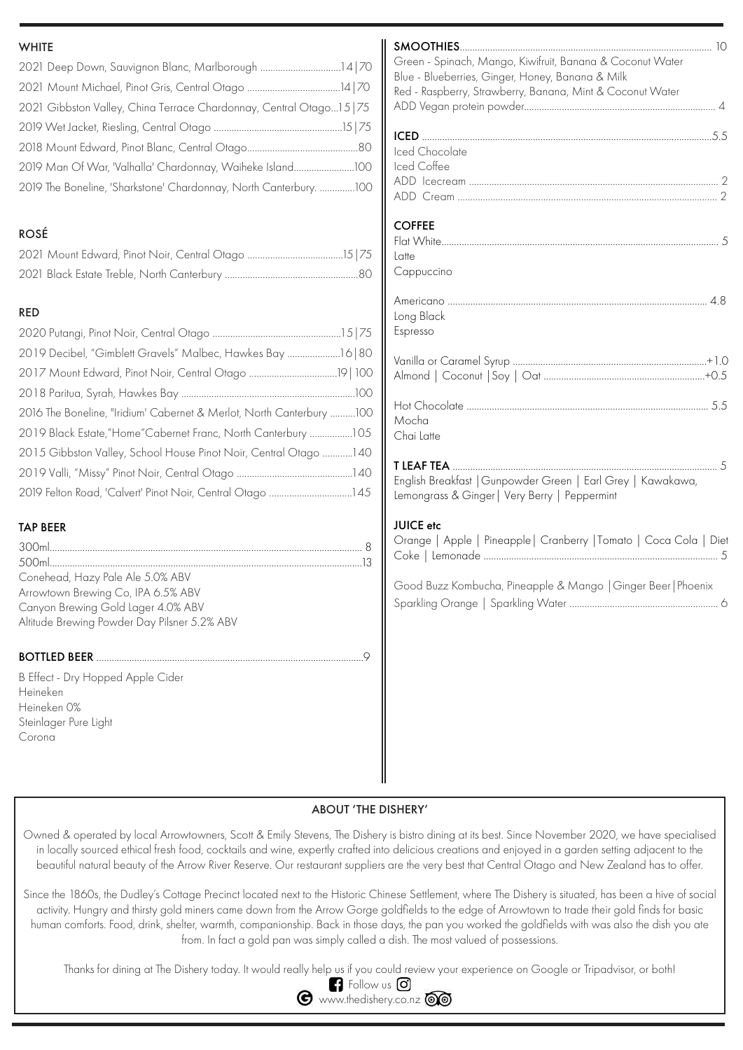## WHITE

2021 Deep Down, Sauvignon Blanc, Marlborough ................................14|70
2021 Mount Michael, Pinot Gris, Central Otago ....................................14|70
2021 Gibbston Valley, China Terrace Chardonnay, Central Otago...15|75
2019 Wet Jacket, Riesling, Central Otago ..................................................15|75
2018 Mount Edward, Pinot Blanc, Central Otago............................................80
2019 Man Of War, 'Valhalla' Chardonnay, Waiheke Island........................100
2019 The Boneline, 'Sharkstone' Chardonnay, North Canterbury. ..............100

## ROSÉ

2021 Mount Edward, Pinot Noir, Central Otago .....................................15|75
2021 Black Estate Treble, North Canterbury ....................................................80

## RED

2020 Putangi, Pinot Noir, Central Otago ..................................................15|75
2019 Decibel, "Gimblett Gravels" Malbec, Hawkes Bay ....................16|80
2017 Mount Edward, Pinot Noir, Central Otago ..................................19|100
2018 Paritua, Syrah, Hawkes Bay ....................................................................100
2016 The Boneline, "Iridium" Cabernet & Merlot, North Canterbury ..........100
2019 Black Estate,"Home"Cabernet Franc, North Canterbury .................105
2015 Gibbston Valley, School House Pinot Noir, Central Otago ............140
2019 Valli, "Missy" Pinot Noir, Central Otago .............................................140
2019 Felton Road, 'Calvert' Pinot Noir, Central Otago ................................145

## TAP BEER

300ml........................................................................................................ 8
500ml.........................................................................................................13

Conehead, Hazy Pale Ale 5.0% ABV
Arrowtown Brewing Co, IPA 6.5% ABV
Canyon Brewing Gold Lager 4.0% ABV
Altitude Brewing Powder Day Pilsner 5.2% ABV

## BOTTLED BEER ......................................................................................9

B Effect - Dry Hopped Apple Cider
Heineken
Heineken 0%
Steinlager Pure Light
Corona

## SMOOTHIES.................................................................................................. 10

Green - Spinach, Mango, Kiwifruit, Banana & Coconut Water
Blue - Blueberries, Ginger, Honey, Banana & Milk
Red - Raspberry, Strawberry, Banana, Mint & Coconut Water
ADD Vegan protein powder.......................................................................... 4

## ICED ...........................................................................................................5.5

Iced Chocolate
Iced Coffee
ADD Icecream .................................................................................................. 2
ADD Cream ...................................................................................................... 2

## COFFEE

Flat White.............................................................................................................. 5
Latte
Cappuccino

Americano ...................................................................................................... 4.8
Long Black
Espresso

Vanilla or Caramel Syrup .............................................................................+1.0
Almond | Coconut |Soy | Oat ...............................................................+0.5

Hot Chocolate ................................................................................................ 5.5
Mocha
Chai Latte

## T LEAF TEA ...................................................................................................... 5

English Breakfast |Gunpowder Green | Earl Grey | Kawakawa, Lemongrass & Ginger| Very Berry | Peppermint

## JUICE etc

Orange | Apple | Pineapple| Cranberry |Tomato | Coca Cola | Diet Coke | Lemonade ............................................................................................ 5

Good Buzz Kombucha, Pineapple & Mango |Ginger Beer|Phoenix Sparkling Orange | Sparkling Water ............................................................ 6

## ABOUT 'THE DISHERY'

Owned & operated by local Arrowtowners, Scott & Emily Stevens, The Dishery is bistro dining at its best. Since November 2020, we have specialised in locally sourced ethical fresh food, cocktails and wine, expertly crafted into delicious creations and enjoyed in a garden setting adjacent to the beautiful natural beauty of the Arrow River Reserve. Our restaurant suppliers are the very best that Central Otago and New Zealand has to offer.

Since the 1860s, the Dudley's Cottage Precinct located next to the Historic Chinese Settlement, where The Dishery is situated, has been a hive of social activity. Hungry and thirsty gold miners came down from the Arrow Gorge goldfields to the edge of Arrowtown to trade their gold finds for basic human comforts. Food, drink, shelter, warmth, companionship. Back in those days, the pan you worked the goldfields with was also the dish you ate from. In fact a gold pan was simply called a dish. The most valued of possessions.

Thanks for dining at The Dishery today. It would really help us if you could review your experience on Google or Tripadvisor, or both!

Follow us

www.thedishery.co.nz